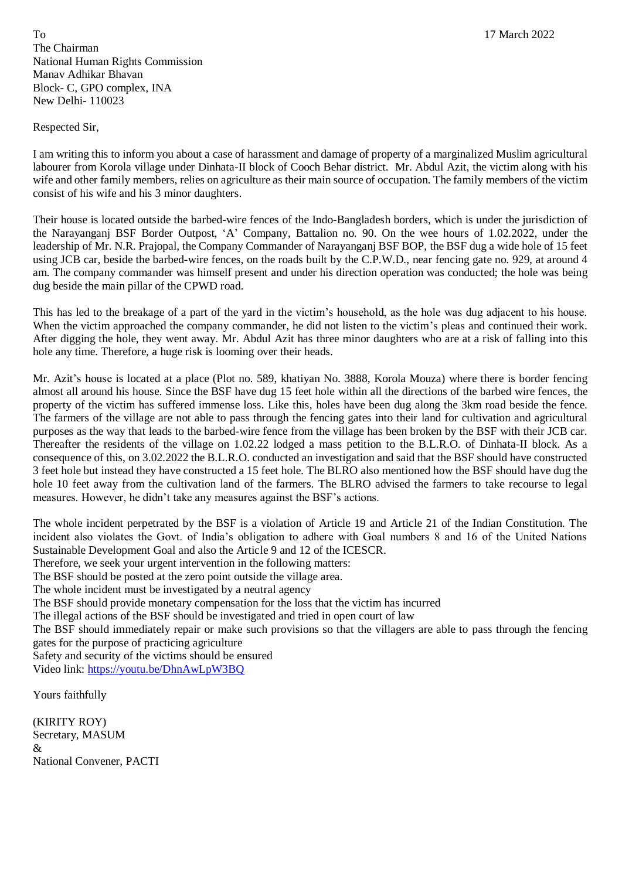To

The Chairman
National Human Rights Commission
Manav Adhikar Bhavan
Block- C, GPO complex, INA
New Delhi- 110023

17 March 2022

Respected Sir,

I am writing this to inform you about a case of harassment and damage of property of a marginalized Muslim agricultural labourer from Korola village under Dinhata-II block of Cooch Behar district. Mr. Abdul Azit, the victim along with his wife and other family members, relies on agriculture as their main source of occupation. The family members of the victim consist of his wife and his 3 minor daughters.

Their house is located outside the barbed-wire fences of the Indo-Bangladesh borders, which is under the jurisdiction of the Narayanganj BSF Border Outpost, 'A' Company, Battalion no. 90. On the wee hours of 1.02.2022, under the leadership of Mr. N.R. Prajopal, the Company Commander of Narayanganj BSF BOP, the BSF dug a wide hole of 15 feet using JCB car, beside the barbed-wire fences, on the roads built by the C.P.W.D., near fencing gate no. 929, at around 4 am. The company commander was himself present and under his direction operation was conducted; the hole was being dug beside the main pillar of the CPWD road.

This has led to the breakage of a part of the yard in the victim's household, as the hole was dug adjacent to his house. When the victim approached the company commander, he did not listen to the victim's pleas and continued their work. After digging the hole, they went away. Mr. Abdul Azit has three minor daughters who are at a risk of falling into this hole any time. Therefore, a huge risk is looming over their heads.

Mr. Azit's house is located at a place (Plot no. 589, khatiyan No. 3888, Korola Mouza) where there is border fencing almost all around his house. Since the BSF have dug 15 feet hole within all the directions of the barbed wire fences, the property of the victim has suffered immense loss. Like this, holes have been dug along the 3km road beside the fence. The farmers of the village are not able to pass through the fencing gates into their land for cultivation and agricultural purposes as the way that leads to the barbed-wire fence from the village has been broken by the BSF with their JCB car. Thereafter the residents of the village on 1.02.22 lodged a mass petition to the B.L.R.O. of Dinhata-II block. As a consequence of this, on 3.02.2022 the B.L.R.O. conducted an investigation and said that the BSF should have constructed 3 feet hole but instead they have constructed a 15 feet hole. The BLRO also mentioned how the BSF should have dug the hole 10 feet away from the cultivation land of the farmers. The BLRO advised the farmers to take recourse to legal measures. However, he didn't take any measures against the BSF's actions.

The whole incident perpetrated by the BSF is a violation of Article 19 and Article 21 of the Indian Constitution. The incident also violates the Govt. of India's obligation to adhere with Goal numbers 8 and 16 of the United Nations Sustainable Development Goal and also the Article 9 and 12 of the ICESCR.

Therefore, we seek your urgent intervention in the following matters:

The BSF should be posted at the zero point outside the village area.

The whole incident must be investigated by a neutral agency

The BSF should provide monetary compensation for the loss that the victim has incurred

The illegal actions of the BSF should be investigated and tried in open court of law

The BSF should immediately repair or make such provisions so that the villagers are able to pass through the fencing gates for the purpose of practicing agriculture

Safety and security of the victims should be ensured

Video link: [https://youtu.be/DhnAwLpW3BQ](https://youtu.be/DhnAwLpW3BQ)

Yours faithfully

(KIRITY ROY)
Secretary, MASUM
&
National Convener, PACTI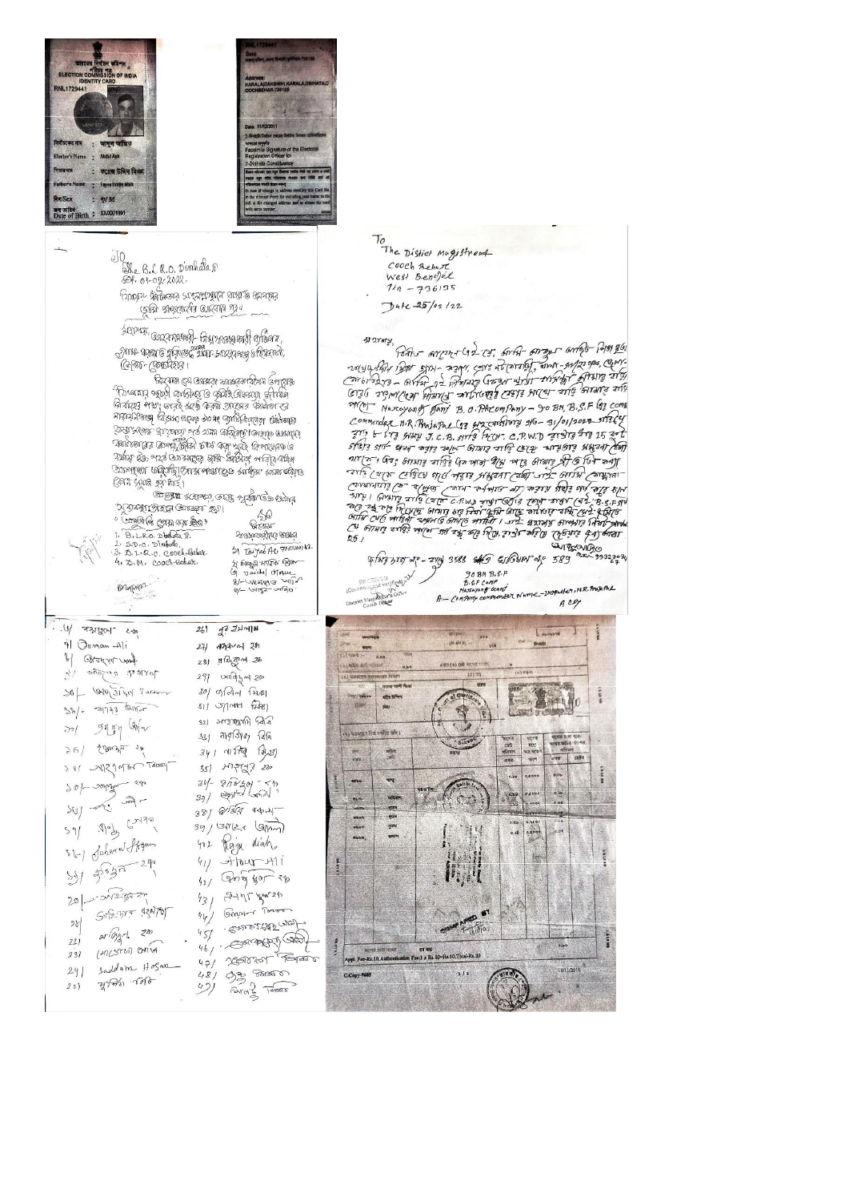ভারতের নির্বাচন কমিশন

ELECTION COMMISSION OF INDIA

IDENTITY CARD

RNL1729441

নির্বাচকের নাম : আব্দুল আহিদ

Elector's Name : Abdul Ahi

পিতার নাম : ফয়েজ উদ্দিন মিঞা

Father's Name : Fayez Uddin Mia

লিঙ্গ/Sex : পুং/M

জন্ম তারিখ Date of Birth : XX/XX/1991

---

RNL1729441

Address:

KARALA(DAKSHIN),KARALA,DINHATA,C COOCHBEHAR-736135

Date: 11/02/2011

Facsimile Signature of the Electoral Registration Officer for 7-Dinhata Constituency

In case of change in address mention this Card No. in the relevant Form for including your name in the roll at the changed address and to obtain the card with same number.

---

প্রতি

মাননীয় B.L.R.O. Dinhata II

তাং- 01-03-2022

1. B.L.R.O. Dinhata II
2. S.D.O. Dinhata
3. D.L.R.O. Cooch Behar
4. D.M. Cooch Behar

---

To

The District Magistrate

Cooch Behar

West Bengal

Pin - 736195

Date 25/02/22

B.O.P Company - 90 BN, B.S.F

Commender N.R. Prajapati

J.C.B.

C.P.W.D

B.S.F

90 BN B.S.F

B.S.F Camp

Company commander Name - Inspector, N.R. Prajapati

A Copy

---

7/ Osman Ali

24/ Saddam Hosan

40/ Raju Miah

---

COMPARED BY

Appl. Fee-Rs.10, Authentication Fee(1 x Rs.10=Rs.10, Total-Rs.20

C.Copy